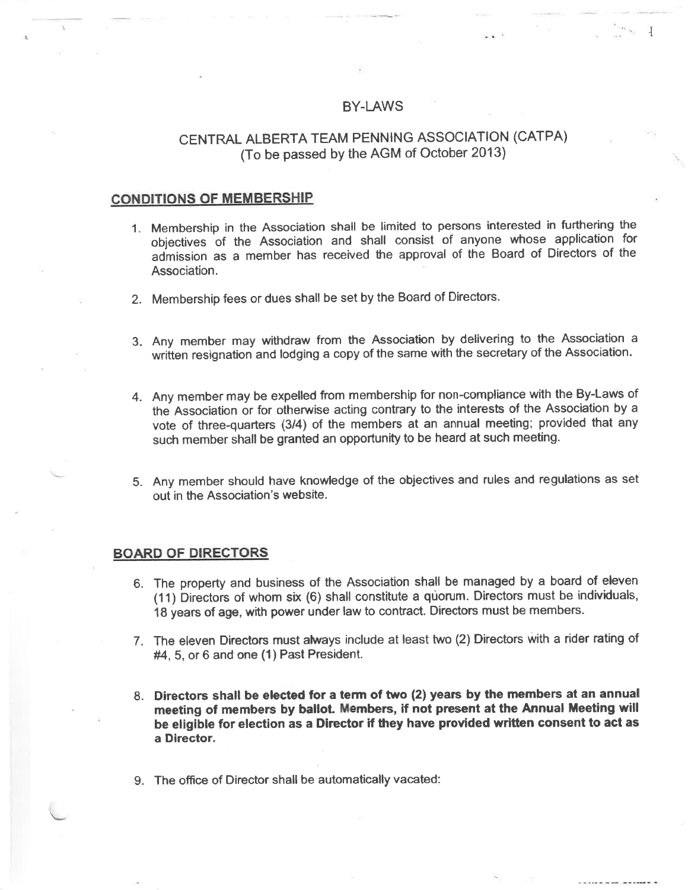# BY-LAWS

## CENTRAL ALBERTA TEAM PENNING ASSOCIATION (CATPA)
(To be passed by the AGM of October 2013)

## CONDITIONS OF MEMBERSHIP

1. Membership in the Association shall be limited to persons interested in furthering the objectives of the Association and shall consist of anyone whose application for admission as a member has received the approval of the Board of Directors of the Association.

2. Membership fees or dues shall be set by the Board of Directors.

3. Any member may withdraw from the Association by delivering to the Association a written resignation and lodging a copy of the same with the secretary of the Association.

4. Any member may be expelled from membership for non-compliance with the By-Laws of the Association or for otherwise acting contrary to the interests of the Association by a vote of three-quarters (3/4) of the members at an annual meeting; provided that any such member shall be granted an opportunity to be heard at such meeting.

5. Any member should have knowledge of the objectives and rules and regulations as set out in the Association's website.

## BOARD OF DIRECTORS

6. The property and business of the Association shall be managed by a board of eleven (11) Directors of whom six (6) shall constitute a quorum. Directors must be individuals, 18 years of age, with power under law to contract. Directors must be members.

7. The eleven Directors must always include at least two (2) Directors with a rider rating of #4, 5, or 6 and one (1) Past President.

8. **Directors shall be elected for a term of two (2) years by the members at an annual meeting of members by ballot. Members, if not present at the Annual Meeting will be eligible for election as a Director if they have provided written consent to act as a Director.**

9. The office of Director shall be automatically vacated: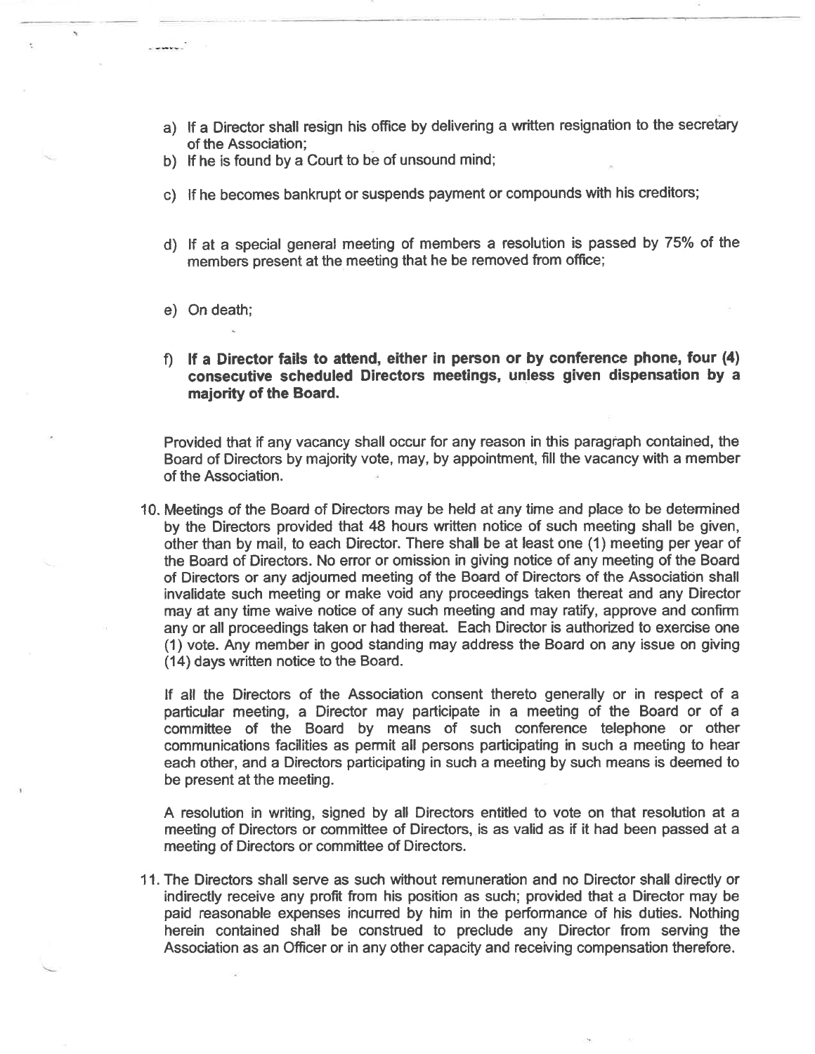a) If a Director shall resign his office by delivering a written resignation to the secretary of the Association;
b) If he is found by a Court to be of unsound mind;
c) If he becomes bankrupt or suspends payment or compounds with his creditors;
d) If at a special general meeting of members a resolution is passed by 75% of the members present at the meeting that he be removed from office;
e) On death;
f) **If a Director fails to attend, either in person or by conference phone, four (4) consecutive scheduled Directors meetings, unless given dispensation by a majority of the Board.**

Provided that if any vacancy shall occur for any reason in this paragraph contained, the Board of Directors by majority vote, may, by appointment, fill the vacancy with a member of the Association.

10. Meetings of the Board of Directors may be held at any time and place to be determined by the Directors provided that 48 hours written notice of such meeting shall be given, other than by mail, to each Director. There shall be at least one (1) meeting per year of the Board of Directors. No error or omission in giving notice of any meeting of the Board of Directors or any adjourned meeting of the Board of Directors of the Association shall invalidate such meeting or make void any proceedings taken thereat and any Director may at any time waive notice of any such meeting and may ratify, approve and confirm any or all proceedings taken or had thereat. Each Director is authorized to exercise one (1) vote. Any member in good standing may address the Board on any issue on giving (14) days written notice to the Board.

    If all the Directors of the Association consent thereto generally or in respect of a particular meeting, a Director may participate in a meeting of the Board or of a committee of the Board by means of such conference telephone or other communications facilities as permit all persons participating in such a meeting to hear each other, and a Directors participating in such a meeting by such means is deemed to be present at the meeting.

    A resolution in writing, signed by all Directors entitled to vote on that resolution at a meeting of Directors or committee of Directors, is as valid as if it had been passed at a meeting of Directors or committee of Directors.

11. The Directors shall serve as such without remuneration and no Director shall directly or indirectly receive any profit from his position as such; provided that a Director may be paid reasonable expenses incurred by him in the performance of his duties. Nothing herein contained shall be construed to preclude any Director from serving the Association as an Officer or in any other capacity and receiving compensation therefore.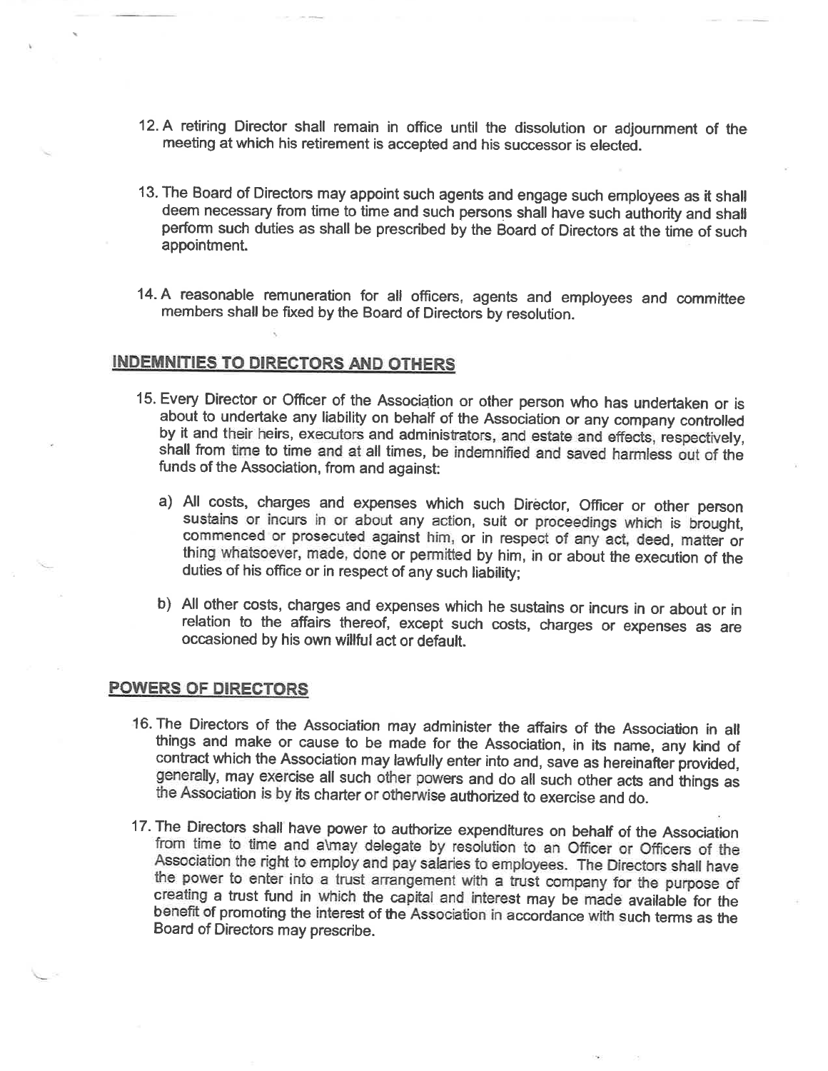12. A retiring Director shall remain in office until the dissolution or adjournment of the meeting at which his retirement is accepted and his successor is elected.

13. The Board of Directors may appoint such agents and engage such employees as it shall deem necessary from time to time and such persons shall have such authority and shall perform such duties as shall be prescribed by the Board of Directors at the time of such appointment.

14. A reasonable remuneration for all officers, agents and employees and committee members shall be fixed by the Board of Directors by resolution.

## INDEMNITIES TO DIRECTORS AND OTHERS

15. Every Director or Officer of the Association or other person who has undertaken or is about to undertake any liability on behalf of the Association or any company controlled by it and their heirs, executors and administrators, and estate and effects, respectively, shall from time to time and at all times, be indemnified and saved harmless out of the funds of the Association, from and against:

    a) All costs, charges and expenses which such Director, Officer or other person sustains or incurs in or about any action, suit or proceedings which is brought, commenced or prosecuted against him, or in respect of any act, deed, matter or thing whatsoever, made, done or permitted by him, in or about the execution of the duties of his office or in respect of any such liability;

    b) All other costs, charges and expenses which he sustains or incurs in or about or in relation to the affairs thereof, except such costs, charges or expenses as are occasioned by his own willful act or default.

## POWERS OF DIRECTORS

16. The Directors of the Association may administer the affairs of the Association in all things and make or cause to be made for the Association, in its name, any kind of contract which the Association may lawfully enter into and, save as hereinafter provided, generally, may exercise all such other powers and do all such other acts and things as the Association is by its charter or otherwise authorized to exercise and do.

17. The Directors shall have power to authorize expenditures on behalf of the Association from time to time and a\may delegate by resolution to an Officer or Officers of the Association the right to employ and pay salaries to employees. The Directors shall have the power to enter into a trust arrangement with a trust company for the purpose of creating a trust fund in which the capital and interest may be made available for the benefit of promoting the interest of the Association in accordance with such terms as the Board of Directors may prescribe.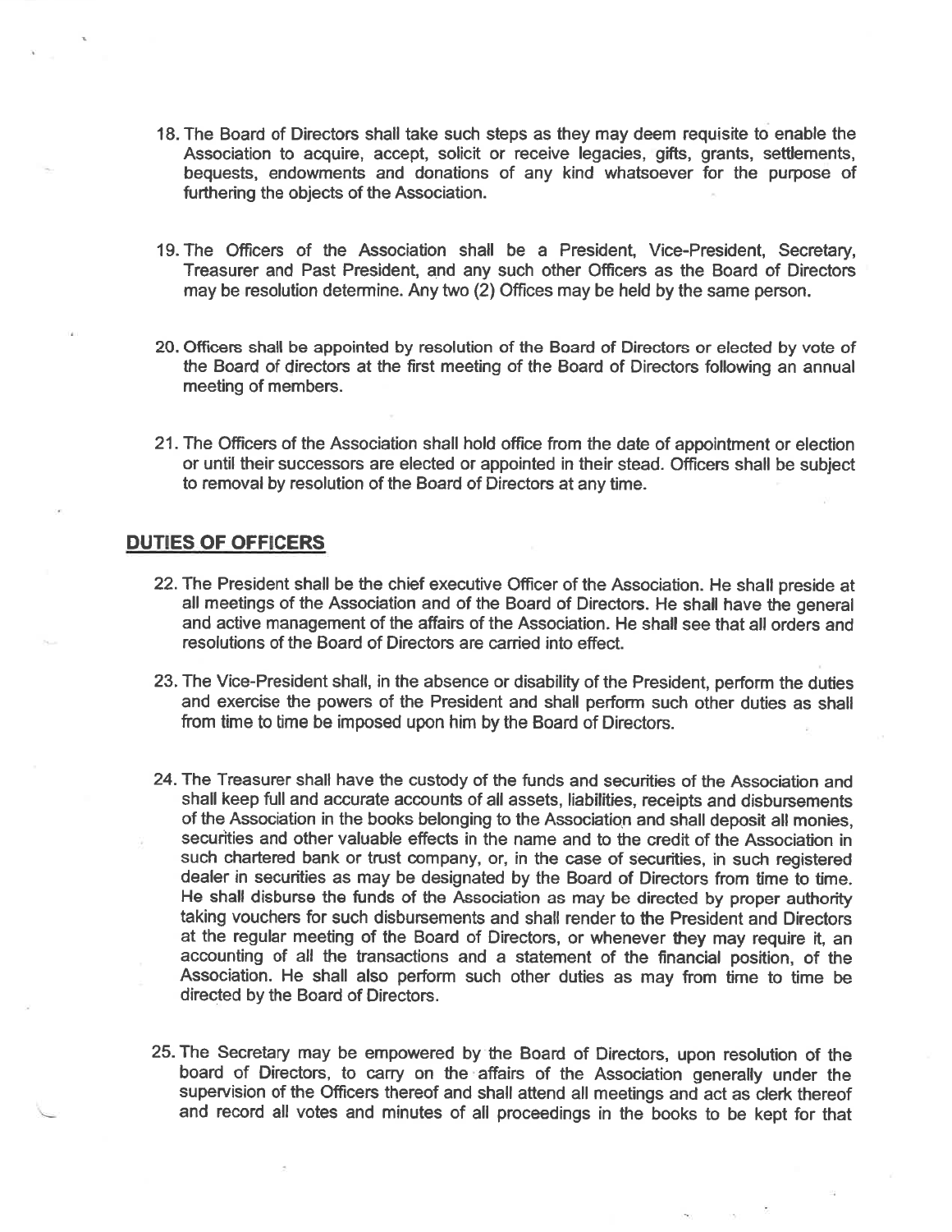18. The Board of Directors shall take such steps as they may deem requisite to enable the Association to acquire, accept, solicit or receive legacies, gifts, grants, settlements, bequests, endowments and donations of any kind whatsoever for the purpose of furthering the objects of the Association.

19. The Officers of the Association shall be a President, Vice-President, Secretary, Treasurer and Past President, and any such other Officers as the Board of Directors may be resolution determine. Any two (2) Offices may be held by the same person.

20. Officers shall be appointed by resolution of the Board of Directors or elected by vote of the Board of directors at the first meeting of the Board of Directors following an annual meeting of members.

21. The Officers of the Association shall hold office from the date of appointment or election or until their successors are elected or appointed in their stead. Officers shall be subject to removal by resolution of the Board of Directors at any time.

## DUTIES OF OFFICERS

22. The President shall be the chief executive Officer of the Association. He shall preside at all meetings of the Association and of the Board of Directors. He shall have the general and active management of the affairs of the Association. He shall see that all orders and resolutions of the Board of Directors are carried into effect.

23. The Vice-President shall, in the absence or disability of the President, perform the duties and exercise the powers of the President and shall perform such other duties as shall from time to time be imposed upon him by the Board of Directors.

24. The Treasurer shall have the custody of the funds and securities of the Association and shall keep full and accurate accounts of all assets, liabilities, receipts and disbursements of the Association in the books belonging to the Association and shall deposit all monies, securities and other valuable effects in the name and to the credit of the Association in such chartered bank or trust company, or, in the case of securities, in such registered dealer in securities as may be designated by the Board of Directors from time to time. He shall disburse the funds of the Association as may be directed by proper authority taking vouchers for such disbursements and shall render to the President and Directors at the regular meeting of the Board of Directors, or whenever they may require it, an accounting of all the transactions and a statement of the financial position, of the Association. He shall also perform such other duties as may from time to time be directed by the Board of Directors.

25. The Secretary may be empowered by the Board of Directors, upon resolution of the board of Directors, to carry on the affairs of the Association generally under the supervision of the Officers thereof and shall attend all meetings and act as clerk thereof and record all votes and minutes of all proceedings in the books to be kept for that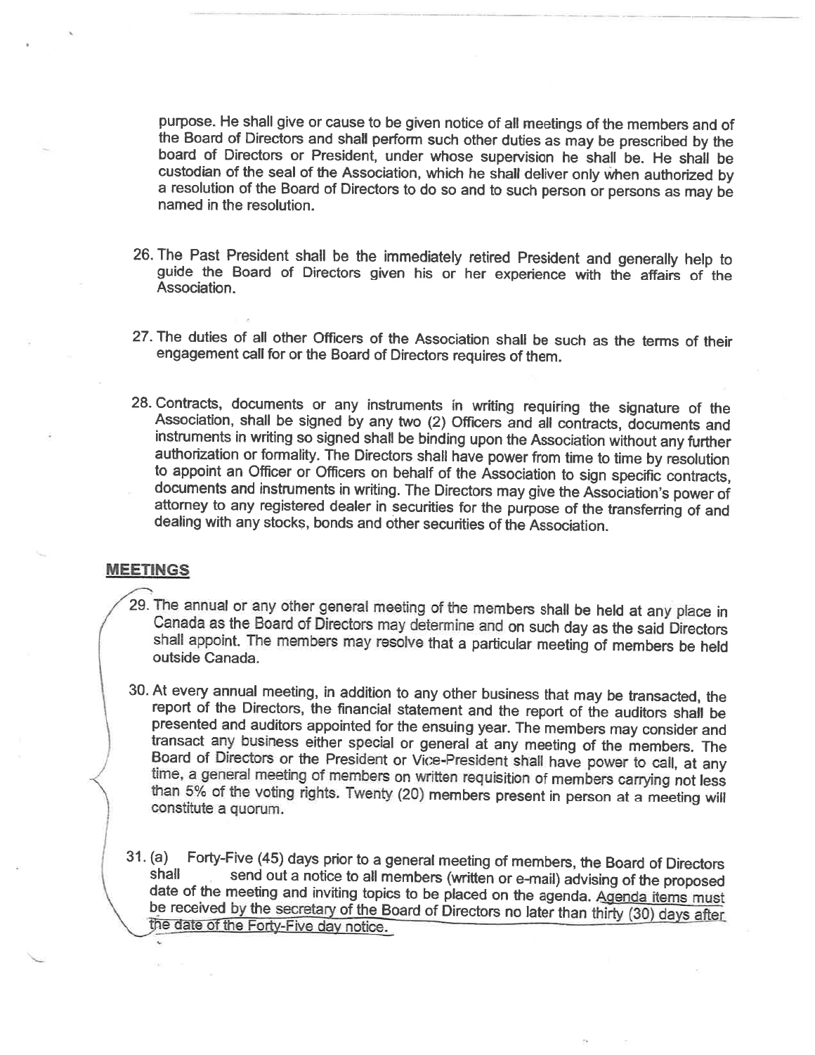purpose. He shall give or cause to be given notice of all meetings of the members and of the Board of Directors and shall perform such other duties as may be prescribed by the board of Directors or President, under whose supervision he shall be. He shall be custodian of the seal of the Association, which he shall deliver only when authorized by a resolution of the Board of Directors to do so and to such person or persons as may be named in the resolution.

26. The Past President shall be the immediately retired President and generally help to guide the Board of Directors given his or her experience with the affairs of the Association.

27. The duties of all other Officers of the Association shall be such as the terms of their engagement call for or the Board of Directors requires of them.

28. Contracts, documents or any instruments in writing requiring the signature of the Association, shall be signed by any two (2) Officers and all contracts, documents and instruments in writing so signed shall be binding upon the Association without any further authorization or formality. The Directors shall have power from time to time by resolution to appoint an Officer or Officers on behalf of the Association to sign specific contracts, documents and instruments in writing. The Directors may give the Association's power of attorney to any registered dealer in securities for the purpose of the transferring of and dealing with any stocks, bonds and other securities of the Association.

## MEETINGS

29. The annual or any other general meeting of the members shall be held at any place in Canada as the Board of Directors may determine and on such day as the said Directors shall appoint. The members may resolve that a particular meeting of members be held outside Canada.

30. At every annual meeting, in addition to any other business that may be transacted, the report of the Directors, the financial statement and the report of the auditors shall be presented and auditors appointed for the ensuing year. The members may consider and transact any business either special or general at any meeting of the members. The Board of Directors or the President or Vice-President shall have power to call, at any time, a general meeting of members on written requisition of members carrying not less than 5% of the voting rights. Twenty (20) members present in person at a meeting will constitute a quorum.

31. (a) Forty-Five (45) days prior to a general meeting of members, the Board of Directors shall send out a notice to all members (written or e-mail) advising of the proposed date of the meeting and inviting topics to be placed on the agenda. Agenda items must be received by the secretary of the Board of Directors no later than thirty (30) days after the date of the Forty-Five day notice.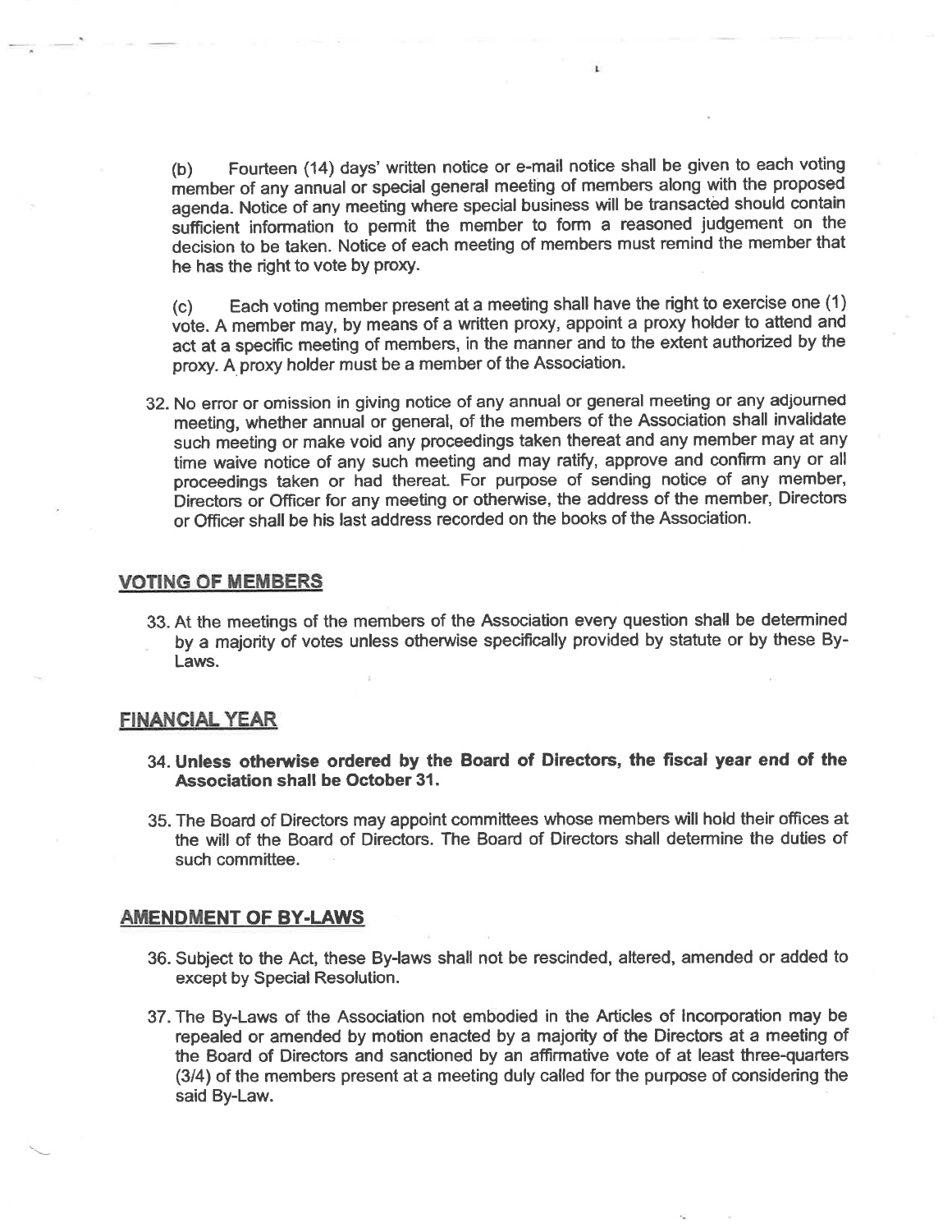(b) Fourteen (14) days' written notice or e-mail notice shall be given to each voting member of any annual or special general meeting of members along with the proposed agenda. Notice of any meeting where special business will be transacted should contain sufficient information to permit the member to form a reasoned judgement on the decision to be taken. Notice of each meeting of members must remind the member that he has the right to vote by proxy.

(c) Each voting member present at a meeting shall have the right to exercise one (1) vote. A member may, by means of a written proxy, appoint a proxy holder to attend and act at a specific meeting of members, in the manner and to the extent authorized by the proxy. A proxy holder must be a member of the Association.

32. No error or omission in giving notice of any annual or general meeting or any adjourned meeting, whether annual or general, of the members of the Association shall invalidate such meeting or make void any proceedings taken thereat and any member may at any time waive notice of any such meeting and may ratify, approve and confirm any or all proceedings taken or had thereat. For purpose of sending notice of any member, Directors or Officer for any meeting or otherwise, the address of the member, Directors or Officer shall be his last address recorded on the books of the Association.

## VOTING OF MEMBERS

33. At the meetings of the members of the Association every question shall be determined by a majority of votes unless otherwise specifically provided by statute or by these By-Laws.

## FINANCIAL YEAR

34. **Unless otherwise ordered by the Board of Directors, the fiscal year end of the Association shall be October 31.**

35. The Board of Directors may appoint committees whose members will hold their offices at the will of the Board of Directors. The Board of Directors shall determine the duties of such committee.

## AMENDMENT OF BY-LAWS

36. Subject to the Act, these By-laws shall not be rescinded, altered, amended or added to except by Special Resolution.

37. The By-Laws of the Association not embodied in the Articles of Incorporation may be repealed or amended by motion enacted by a majority of the Directors at a meeting of the Board of Directors and sanctioned by an affirmative vote of at least three-quarters (3/4) of the members present at a meeting duly called for the purpose of considering the said By-Law.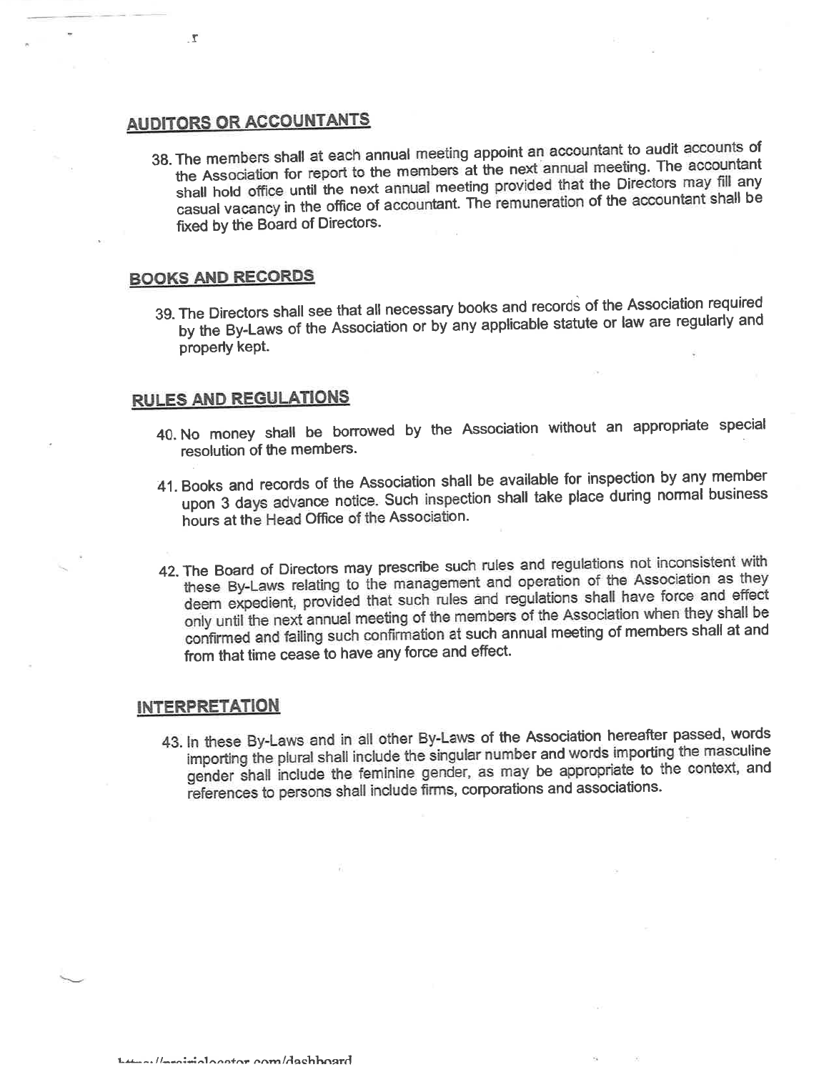## AUDITORS OR ACCOUNTANTS

38. The members shall at each annual meeting appoint an accountant to audit accounts of the Association for report to the members at the next annual meeting. The accountant shall hold office until the next annual meeting provided that the Directors may fill any casual vacancy in the office of accountant. The remuneration of the accountant shall be fixed by the Board of Directors.

## BOOKS AND RECORDS

39. The Directors shall see that all necessary books and records of the Association required by the By-Laws of the Association or by any applicable statute or law are regularly and properly kept.

## RULES AND REGULATIONS

40. No money shall be borrowed by the Association without an appropriate special resolution of the members.

41. Books and records of the Association shall be available for inspection by any member upon 3 days advance notice. Such inspection shall take place during normal business hours at the Head Office of the Association.

42. The Board of Directors may prescribe such rules and regulations not inconsistent with these By-Laws relating to the management and operation of the Association as they deem expedient, provided that such rules and regulations shall have force and effect only until the next annual meeting of the members of the Association when they shall be confirmed and failing such confirmation at such annual meeting of members shall at and from that time cease to have any force and effect.

## INTERPRETATION

43. In these By-Laws and in all other By-Laws of the Association hereafter passed, words importing the plural shall include the singular number and words importing the masculine gender shall include the feminine gender, as may be appropriate to the context, and references to persons shall include firms, corporations and associations.